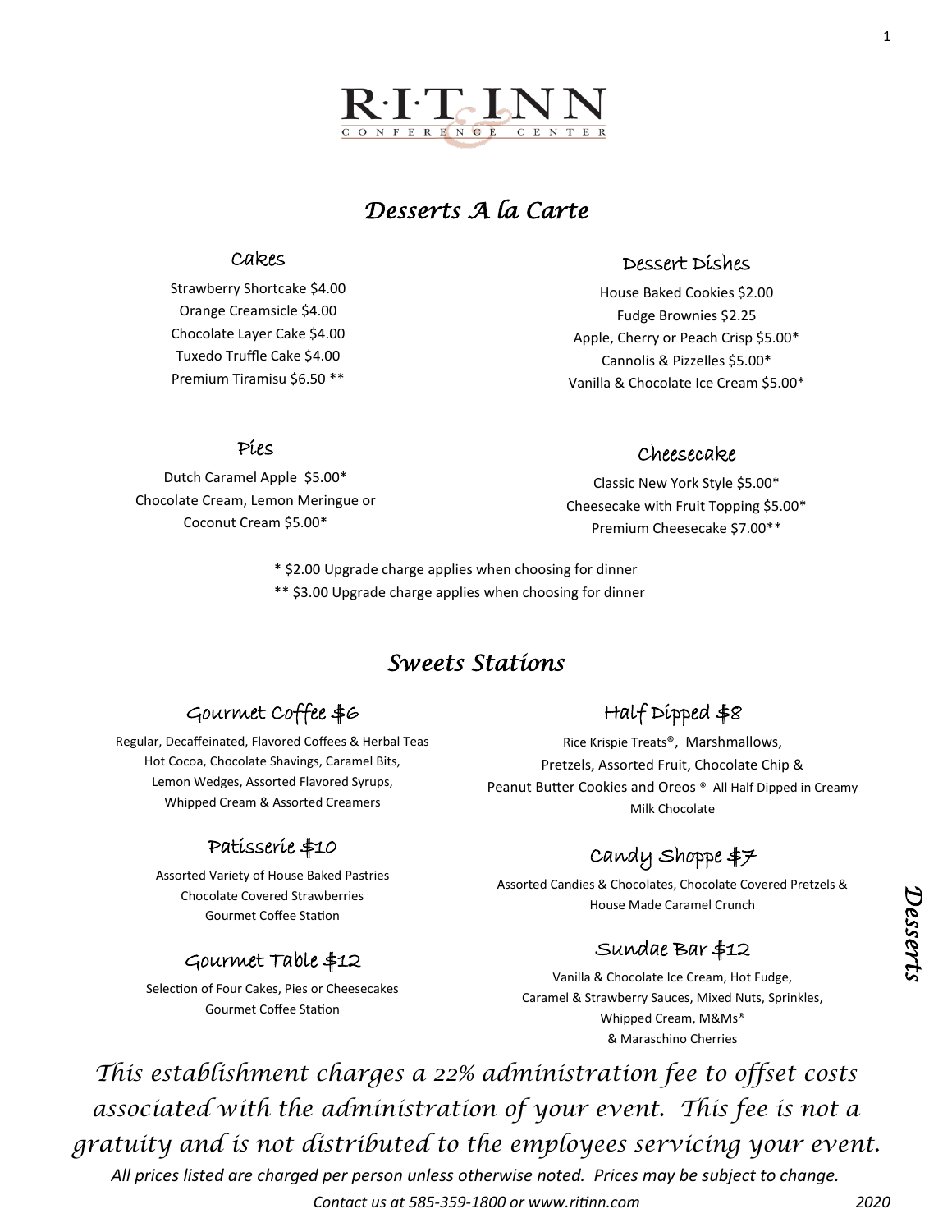# R·I·T INN
CONFERENCE & CENTER

## *Desserts A la Carte*

### Cakes

Strawberry Shortcake $4.00
Orange Creamsicle $4.00
Chocolate Layer Cake $4.00
Tuxedo Truffle Cake $4.00
Premium Tiramisu $6.50 **

### Dessert Dishes

House Baked Cookies $2.00
Fudge Brownies $2.25
Apple, Cherry or Peach Crisp $5.00*
Cannolis & Pizzelles $5.00*
Vanilla & Chocolate Ice Cream $5.00*

### Pies

Dutch Caramel Apple $5.00*
Chocolate Cream, Lemon Meringue or Coconut Cream $5.00*

### Cheesecake

Classic New York Style $5.00*
Cheesecake with Fruit Topping $5.00*
Premium Cheesecake $7.00**

\* $2.00 Upgrade charge applies when choosing for dinner
\** $3.00 Upgrade charge applies when choosing for dinner

## *Sweets Stations*

### Gourmet Coffee $6

Regular, Decaffeinated, Flavored Coffees & Herbal Teas
Hot Cocoa, Chocolate Shavings, Caramel Bits,
Lemon Wedges, Assorted Flavored Syrups,
Whipped Cream & Assorted Creamers

### Patisserie $10

Assorted Variety of House Baked Pastries
Chocolate Covered Strawberries
Gourmet Coffee Station

### Gourmet Table $12

Selection of Four Cakes, Pies or Cheesecakes
Gourmet Coffee Station

### Half Dipped $8

Rice Krispie Treats®, Marshmallows, Pretzels, Assorted Fruit, Chocolate Chip & Peanut Butter Cookies and Oreos ® All Half Dipped in Creamy Milk Chocolate

### Candy Shoppe $7

Assorted Candies & Chocolates, Chocolate Covered Pretzels & House Made Caramel Crunch

### Sundae Bar $12

Vanilla & Chocolate Ice Cream, Hot Fudge,
Caramel & Strawberry Sauces, Mixed Nuts, Sprinkles,
Whipped Cream, M&Ms®
& Maraschino Cherries

*This establishment charges a 22% administration fee to offset costs associated with the administration of your event. This fee is not a gratuity and is not distributed to the employees servicing your event.*

*All prices listed are charged per person unless otherwise noted. Prices may be subject to change.*

*Contact us at 585-359-1800 or www.ritinn.com* 2020

*Desserts*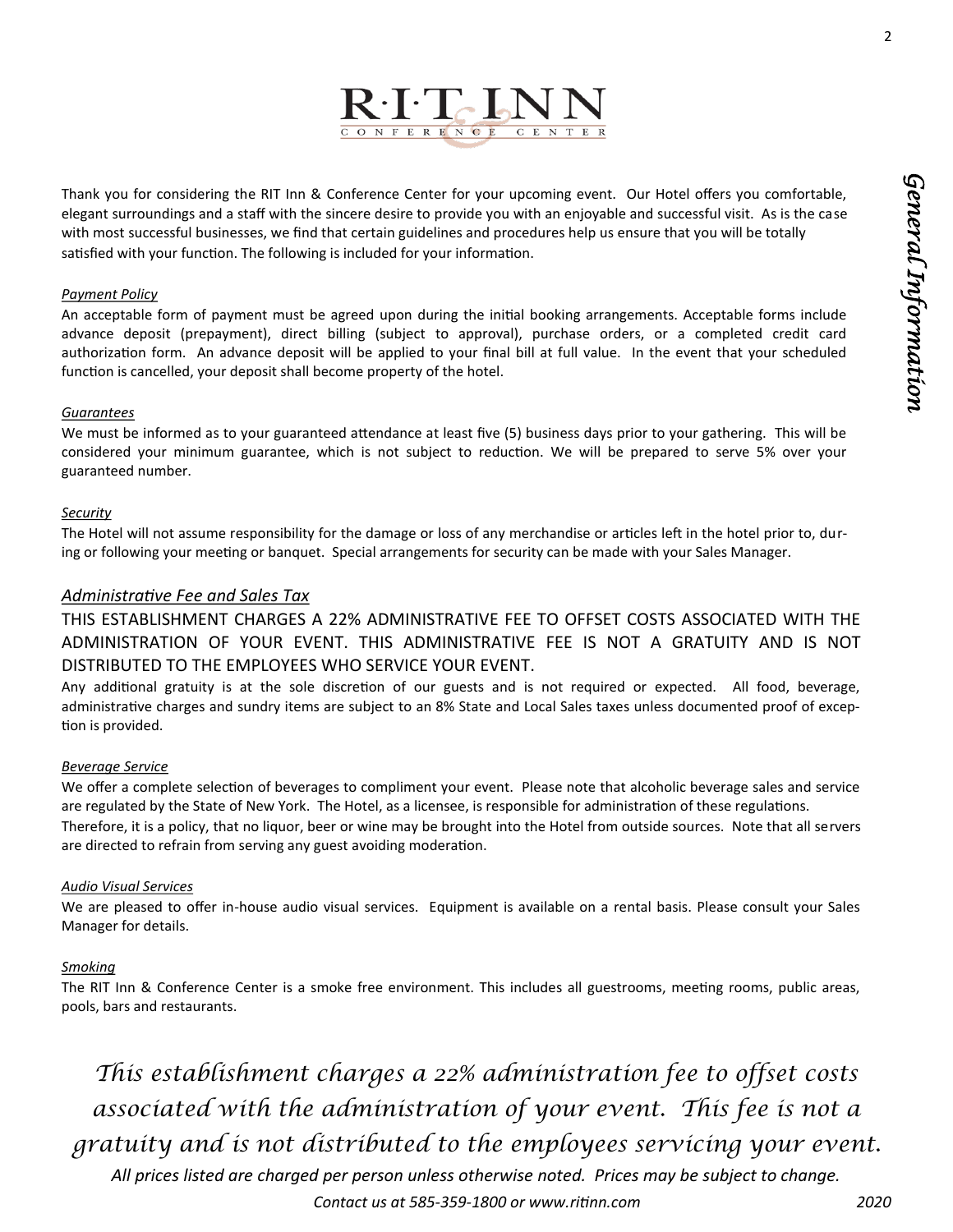# R·I·T INN

CONFERENCE & CENTER

*General Information*

Thank you for considering the RIT Inn & Conference Center for your upcoming event. Our Hotel offers you comfortable, elegant surroundings and a staff with the sincere desire to provide you with an enjoyable and successful visit. As is the case with most successful businesses, we find that certain guidelines and procedures help us ensure that you will be totally satisfied with your function. The following is included for your information.

*Payment Policy*

An acceptable form of payment must be agreed upon during the initial booking arrangements. Acceptable forms include advance deposit (prepayment), direct billing (subject to approval), purchase orders, or a completed credit card authorization form. An advance deposit will be applied to your final bill at full value. In the event that your scheduled function is cancelled, your deposit shall become property of the hotel.

*Guarantees*

We must be informed as to your guaranteed attendance at least five (5) business days prior to your gathering. This will be considered your minimum guarantee, which is not subject to reduction. We will be prepared to serve 5% over your guaranteed number.

*Security*

The Hotel will not assume responsibility for the damage or loss of any merchandise or articles left in the hotel prior to, during or following your meeting or banquet. Special arrangements for security can be made with your Sales Manager.

*Administrative Fee and Sales Tax*

THIS ESTABLISHMENT CHARGES A 22% ADMINISTRATIVE FEE TO OFFSET COSTS ASSOCIATED WITH THE ADMINISTRATION OF YOUR EVENT. THIS ADMINISTRATIVE FEE IS NOT A GRATUITY AND IS NOT DISTRIBUTED TO THE EMPLOYEES WHO SERVICE YOUR EVENT.

Any additional gratuity is at the sole discretion of our guests and is not required or expected. All food, beverage, administrative charges and sundry items are subject to an 8% State and Local Sales taxes unless documented proof of exception is provided.

*Beverage Service*

We offer a complete selection of beverages to compliment your event. Please note that alcoholic beverage sales and service are regulated by the State of New York. The Hotel, as a licensee, is responsible for administration of these regulations. Therefore, it is a policy, that no liquor, beer or wine may be brought into the Hotel from outside sources. Note that all servers are directed to refrain from serving any guest avoiding moderation.

*Audio Visual Services*

We are pleased to offer in-house audio visual services. Equipment is available on a rental basis. Please consult your Sales Manager for details.

*Smoking*

The RIT Inn & Conference Center is a smoke free environment. This includes all guestrooms, meeting rooms, public areas, pools, bars and restaurants.

*This establishment charges a 22% administration fee to offset costs associated with the administration of your event. This fee is not a gratuity and is not distributed to the employees servicing your event.*

*All prices listed are charged per person unless otherwise noted. Prices may be subject to change.*

*Contact us at 585-359-1800 or www.ritinn.com* *2020*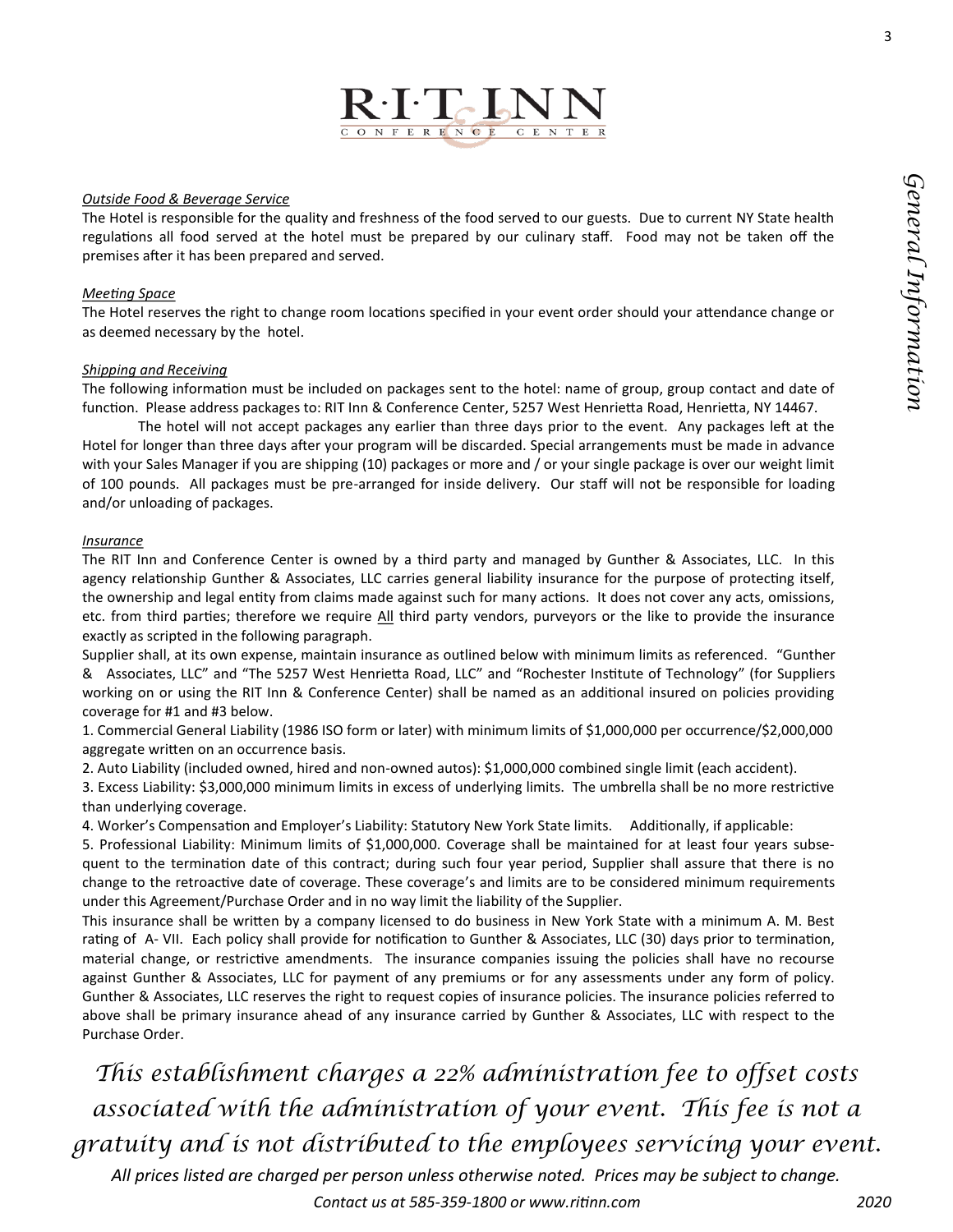R·I·T INN
CONFERENCE & CENTER

*General Information*

*Outside Food & Beverage Service*

The Hotel is responsible for the quality and freshness of the food served to our guests. Due to current NY State health regulations all food served at the hotel must be prepared by our culinary staff. Food may not be taken off the premises after it has been prepared and served.

*Meeting Space*

The Hotel reserves the right to change room locations specified in your event order should your attendance change or as deemed necessary by the hotel.

*Shipping and Receiving*

The following information must be included on packages sent to the hotel: name of group, group contact and date of function. Please address packages to: RIT Inn & Conference Center, 5257 West Henrietta Road, Henrietta, NY 14467.

The hotel will not accept packages any earlier than three days prior to the event. Any packages left at the Hotel for longer than three days after your program will be discarded. Special arrangements must be made in advance with your Sales Manager if you are shipping (10) packages or more and / or your single package is over our weight limit of 100 pounds. All packages must be pre-arranged for inside delivery. Our staff will not be responsible for loading and/or unloading of packages.

*Insurance*

The RIT Inn and Conference Center is owned by a third party and managed by Gunther & Associates, LLC. In this agency relationship Gunther & Associates, LLC carries general liability insurance for the purpose of protecting itself, the ownership and legal entity from claims made against such for many actions. It does not cover any acts, omissions, etc. from third parties; therefore we require All third party vendors, purveyors or the like to provide the insurance exactly as scripted in the following paragraph.

Supplier shall, at its own expense, maintain insurance as outlined below with minimum limits as referenced. "Gunther & Associates, LLC" and "The 5257 West Henrietta Road, LLC" and "Rochester Institute of Technology" (for Suppliers working on or using the RIT Inn & Conference Center) shall be named as an additional insured on policies providing coverage for #1 and #3 below.

1. Commercial General Liability (1986 ISO form or later) with minimum limits of $1,000,000 per occurrence/$2,000,000 aggregate written on an occurrence basis.
2. Auto Liability (included owned, hired and non-owned autos): $1,000,000 combined single limit (each accident).
3. Excess Liability: $3,000,000 minimum limits in excess of underlying limits. The umbrella shall be no more restrictive than underlying coverage.
4. Worker's Compensation and Employer's Liability: Statutory New York State limits. Additionally, if applicable:
5. Professional Liability: Minimum limits of $1,000,000. Coverage shall be maintained for at least four years subsequent to the termination date of this contract; during such four year period, Supplier shall assure that there is no change to the retroactive date of coverage. These coverage's and limits are to be considered minimum requirements under this Agreement/Purchase Order and in no way limit the liability of the Supplier.

This insurance shall be written by a company licensed to do business in New York State with a minimum A. M. Best rating of A- VII. Each policy shall provide for notification to Gunther & Associates, LLC (30) days prior to termination, material change, or restrictive amendments. The insurance companies issuing the policies shall have no recourse against Gunther & Associates, LLC for payment of any premiums or for any assessments under any form of policy. Gunther & Associates, LLC reserves the right to request copies of insurance policies. The insurance policies referred to above shall be primary insurance ahead of any insurance carried by Gunther & Associates, LLC with respect to the Purchase Order.

*This establishment charges a 22% administration fee to offset costs associated with the administration of your event. This fee is not a gratuity and is not distributed to the employees servicing your event.*

*All prices listed are charged per person unless otherwise noted. Prices may be subject to change.*

*Contact us at 585-359-1800 or www.ritinn.com*

*2020*